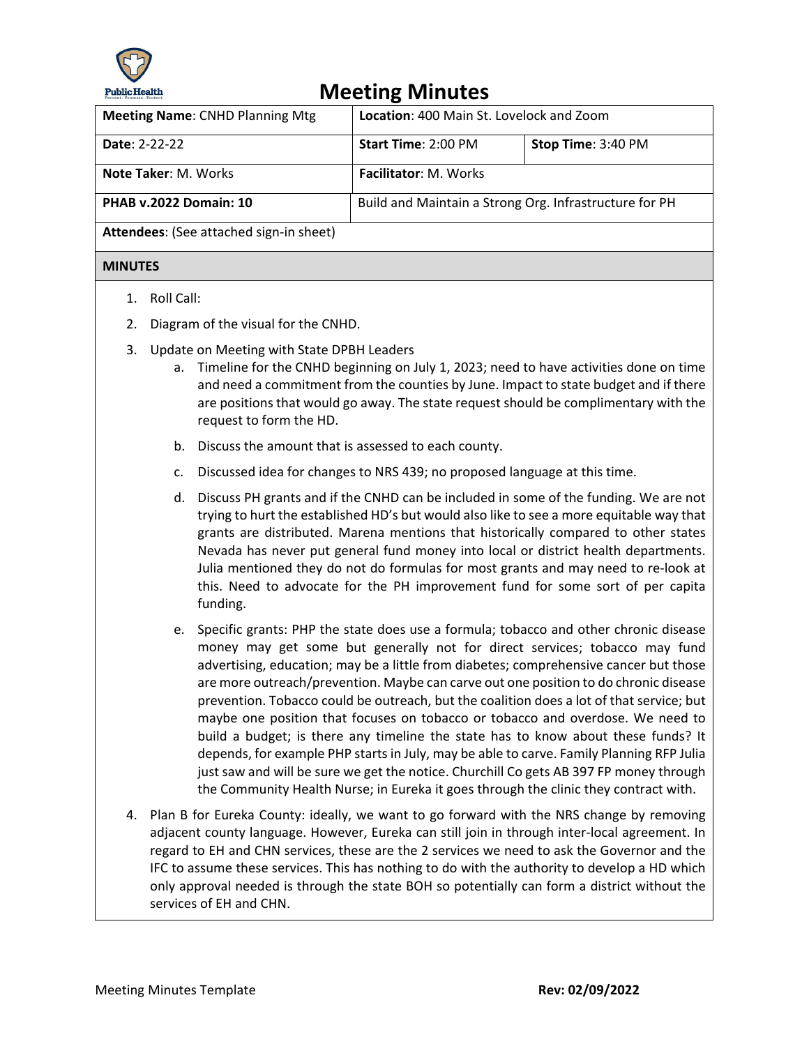# Meeting Minutes

| **Meeting Name**: CNHD Planning Mtg | **Location**: 400 Main St. Lovelock and Zoom | |
|---|---|---|
| **Date**: 2-22-22 | **Start Time**: 2:00 PM | **Stop Time**: 3:40 PM |
| **Note Taker**: M. Works | **Facilitator**: M. Works | |
| **PHAB v.2022 Domain: 10** | Build and Maintain a Strong Org. Infrastructure for PH | |
| **Attendees**: (See attached sign-in sheet) | | |

**MINUTES**

1. Roll Call:
2. Diagram of the visual for the CNHD.
3. Update on Meeting with State DPBH Leaders
   a. Timeline for the CNHD beginning on July 1, 2023; need to have activities done on time and need a commitment from the counties by June. Impact to state budget and if there are positions that would go away. The state request should be complimentary with the request to form the HD.
   b. Discuss the amount that is assessed to each county.
   c. Discussed idea for changes to NRS 439; no proposed language at this time.
   d. Discuss PH grants and if the CNHD can be included in some of the funding. We are not trying to hurt the established HD's but would also like to see a more equitable way that grants are distributed. Marena mentions that historically compared to other states Nevada has never put general fund money into local or district health departments. Julia mentioned they do not do formulas for most grants and may need to re-look at this. Need to advocate for the PH improvement fund for some sort of per capita funding.
   e. Specific grants: PHP the state does use a formula; tobacco and other chronic disease money may get some but generally not for direct services; tobacco may fund advertising, education; may be a little from diabetes; comprehensive cancer but those are more outreach/prevention. Maybe can carve out one position to do chronic disease prevention. Tobacco could be outreach, but the coalition does a lot of that service; but maybe one position that focuses on tobacco or tobacco and overdose. We need to build a budget; is there any timeline the state has to know about these funds? It depends, for example PHP starts in July, may be able to carve. Family Planning RFP Julia just saw and will be sure we get the notice. Churchill Co gets AB 397 FP money through the Community Health Nurse; in Eureka it goes through the clinic they contract with.
4. Plan B for Eureka County: ideally, we want to go forward with the NRS change by removing adjacent county language. However, Eureka can still join in through inter-local agreement. In regard to EH and CHN services, these are the 2 services we need to ask the Governor and the IFC to assume these services. This has nothing to do with the authority to develop a HD which only approval needed is through the state BOH so potentially can form a district without the services of EH and CHN.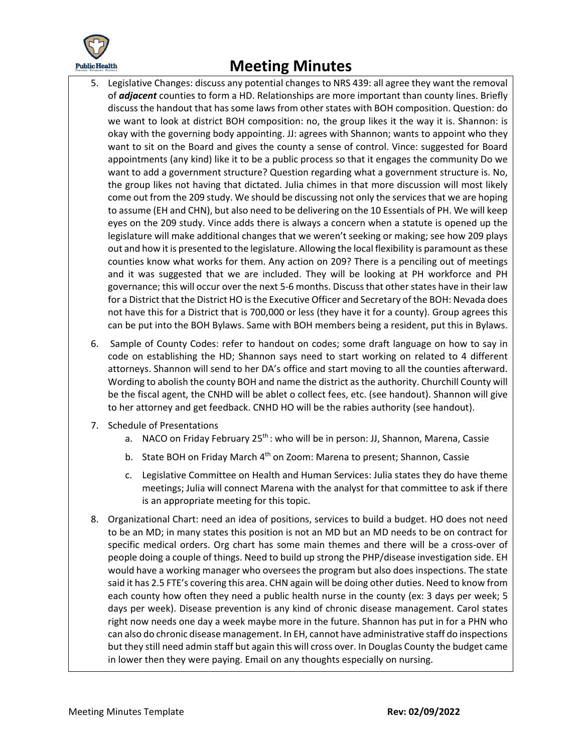# Meeting Minutes

5. Legislative Changes: discuss any potential changes to NRS 439: all agree they want the removal of ***adjacent*** counties to form a HD. Relationships are more important than county lines. Briefly discuss the handout that has some laws from other states with BOH composition. Question: do we want to look at district BOH composition: no, the group likes it the way it is. Shannon: is okay with the governing body appointing. JJ: agrees with Shannon; wants to appoint who they want to sit on the Board and gives the county a sense of control. Vince: suggested for Board appointments (any kind) like it to be a public process so that it engages the community Do we want to add a government structure? Question regarding what a government structure is. No, the group likes not having that dictated. Julia chimes in that more discussion will most likely come out from the 209 study. We should be discussing not only the services that we are hoping to assume (EH and CHN), but also need to be delivering on the 10 Essentials of PH. We will keep eyes on the 209 study. Vince adds there is always a concern when a statute is opened up the legislature will make additional changes that we weren't seeking or making; see how 209 plays out and how it is presented to the legislature. Allowing the local flexibility is paramount as these counties know what works for them. Any action on 209? There is a penciling out of meetings and it was suggested that we are included. They will be looking at PH workforce and PH governance; this will occur over the next 5-6 months. Discuss that other states have in their law for a District that the District HO is the Executive Officer and Secretary of the BOH: Nevada does not have this for a District that is 700,000 or less (they have it for a county). Group agrees this can be put into the BOH Bylaws. Same with BOH members being a resident, put this in Bylaws.

6. Sample of County Codes: refer to handout on codes; some draft language on how to say in code on establishing the HD; Shannon says need to start working on related to 4 different attorneys. Shannon will send to her DA's office and start moving to all the counties afterward. Wording to abolish the county BOH and name the district as the authority. Churchill County will be the fiscal agent, the CNHD will be ablet o collect fees, etc. (see handout). Shannon will give to her attorney and get feedback. CNHD HO will be the rabies authority (see handout).

7. Schedule of Presentations
   a. NACO on Friday February 25th: who will be in person: JJ, Shannon, Marena, Cassie
   b. State BOH on Friday March 4th on Zoom: Marena to present; Shannon, Cassie
   c. Legislative Committee on Health and Human Services: Julia states they do have theme meetings; Julia will connect Marena with the analyst for that committee to ask if there is an appropriate meeting for this topic.

8. Organizational Chart: need an idea of positions, services to build a budget. HO does not need to be an MD; in many states this position is not an MD but an MD needs to be on contract for specific medical orders. Org chart has some main themes and there will be a cross-over of people doing a couple of things. Need to build up strong the PHP/disease investigation side. EH would have a working manager who oversees the program but also does inspections. The state said it has 2.5 FTE's covering this area. CHN again will be doing other duties. Need to know from each county how often they need a public health nurse in the county (ex: 3 days per week; 5 days per week). Disease prevention is any kind of chronic disease management. Carol states right now needs one day a week maybe more in the future. Shannon has put in for a PHN who can also do chronic disease management. In EH, cannot have administrative staff do inspections but they still need admin staff but again this will cross over. In Douglas County the budget came in lower then they were paying. Email on any thoughts especially on nursing.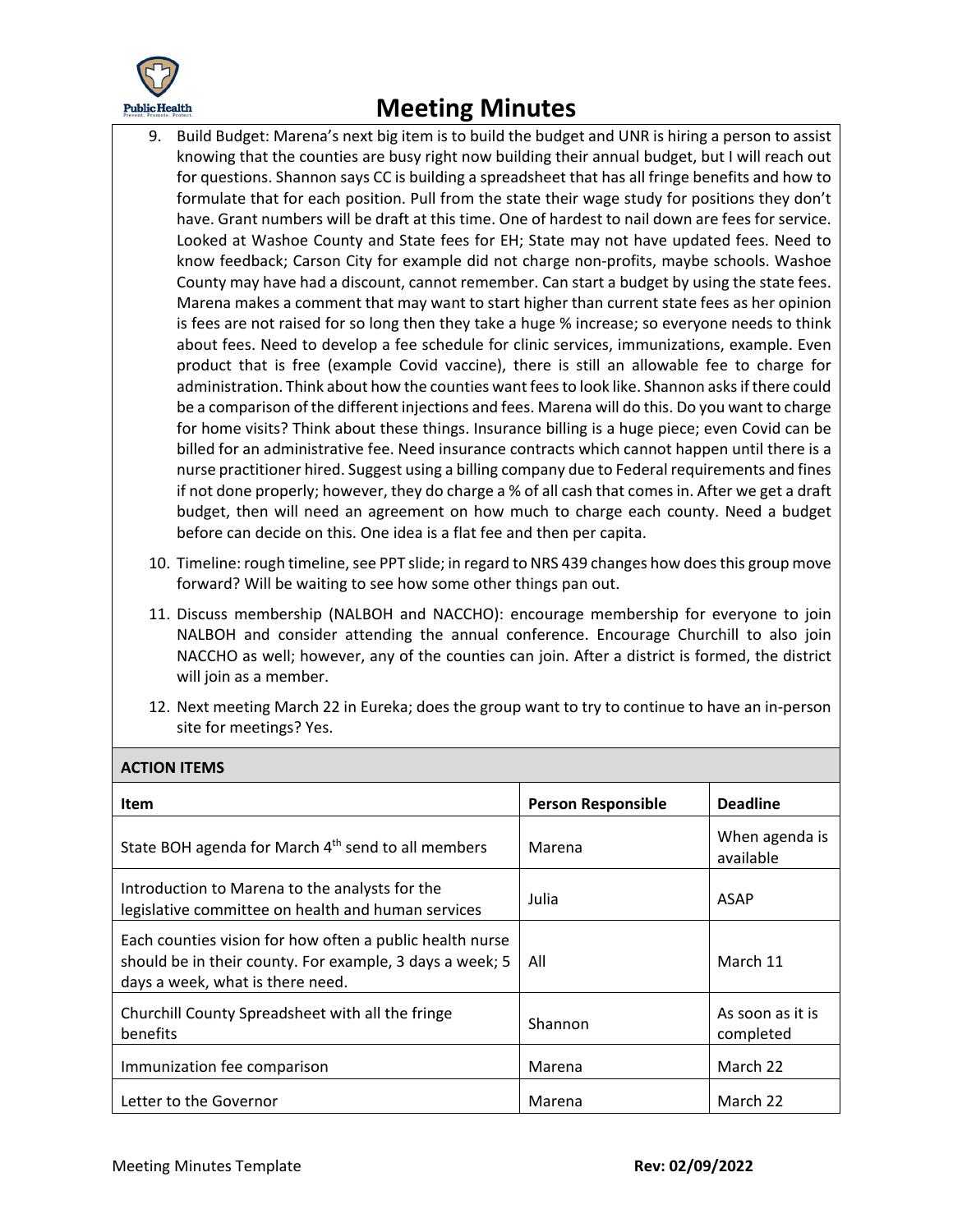# Meeting Minutes

9. Build Budget: Marena's next big item is to build the budget and UNR is hiring a person to assist knowing that the counties are busy right now building their annual budget, but I will reach out for questions. Shannon says CC is building a spreadsheet that has all fringe benefits and how to formulate that for each position. Pull from the state their wage study for positions they don't have. Grant numbers will be draft at this time. One of hardest to nail down are fees for service. Looked at Washoe County and State fees for EH; State may not have updated fees. Need to know feedback; Carson City for example did not charge non-profits, maybe schools. Washoe County may have had a discount, cannot remember. Can start a budget by using the state fees. Marena makes a comment that may want to start higher than current state fees as her opinion is fees are not raised for so long then they take a huge % increase; so everyone needs to think about fees. Need to develop a fee schedule for clinic services, immunizations, example. Even product that is free (example Covid vaccine), there is still an allowable fee to charge for administration. Think about how the counties want fees to look like. Shannon asks if there could be a comparison of the different injections and fees. Marena will do this. Do you want to charge for home visits? Think about these things. Insurance billing is a huge piece; even Covid can be billed for an administrative fee. Need insurance contracts which cannot happen until there is a nurse practitioner hired. Suggest using a billing company due to Federal requirements and fines if not done properly; however, they do charge a % of all cash that comes in. After we get a draft budget, then will need an agreement on how much to charge each county. Need a budget before can decide on this. One idea is a flat fee and then per capita.
10. Timeline: rough timeline, see PPT slide; in regard to NRS 439 changes how does this group move forward? Will be waiting to see how some other things pan out.
11. Discuss membership (NALBOH and NACCHO): encourage membership for everyone to join NALBOH and consider attending the annual conference. Encourage Churchill to also join NACCHO as well; however, any of the counties can join. After a district is formed, the district will join as a member.
12. Next meeting March 22 in Eureka; does the group want to try to continue to have an in-person site for meetings? Yes.

**ACTION ITEMS**

| Item | Person Responsible | Deadline |
|---|---|---|
| State BOH agenda for March 4th send to all members | Marena | When agenda is available |
| Introduction to Marena to the analysts for the legislative committee on health and human services | Julia | ASAP |
| Each counties vision for how often a public health nurse should be in their county. For example, 3 days a week; 5 days a week, what is there need. | All | March 11 |
| Churchill County Spreadsheet with all the fringe benefits | Shannon | As soon as it is completed |
| Immunization fee comparison | Marena | March 22 |
| Letter to the Governor | Marena | March 22 |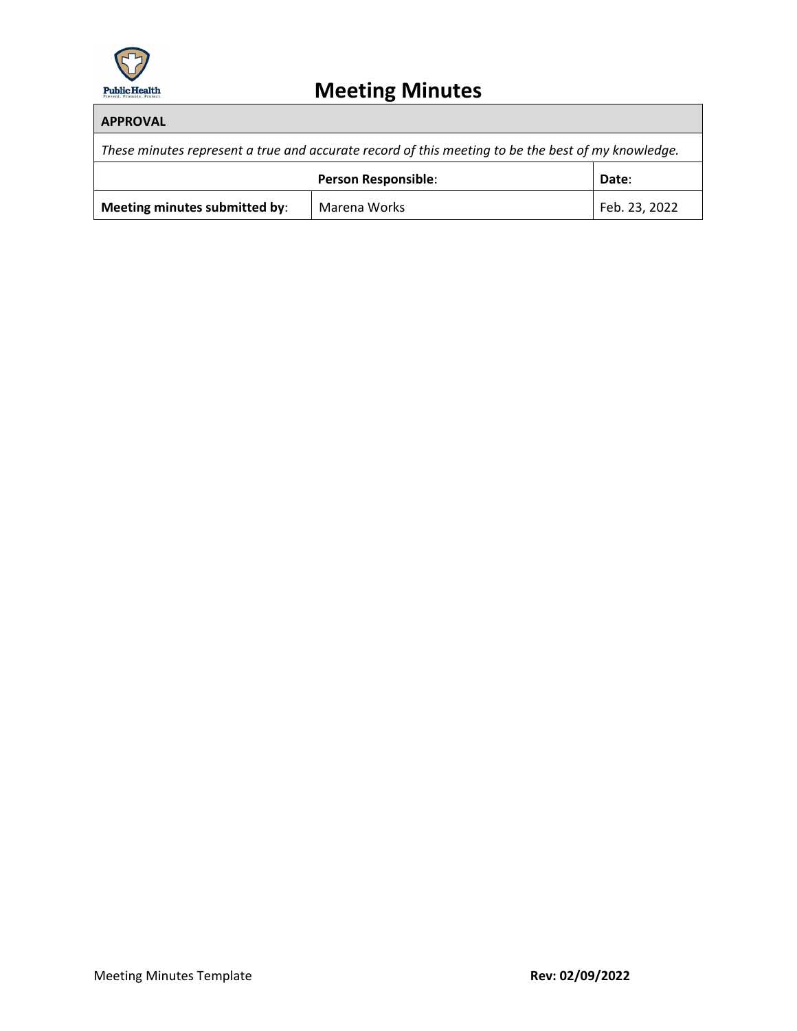# Meeting Minutes

| APPROVAL | | |
|---|---|---|
| *These minutes represent a true and accurate record of this meeting to be the best of my knowledge.* | | |
| | **Person Responsible**: | **Date**: |
| **Meeting minutes submitted by**: | Marena Works | Feb. 23, 2022 |